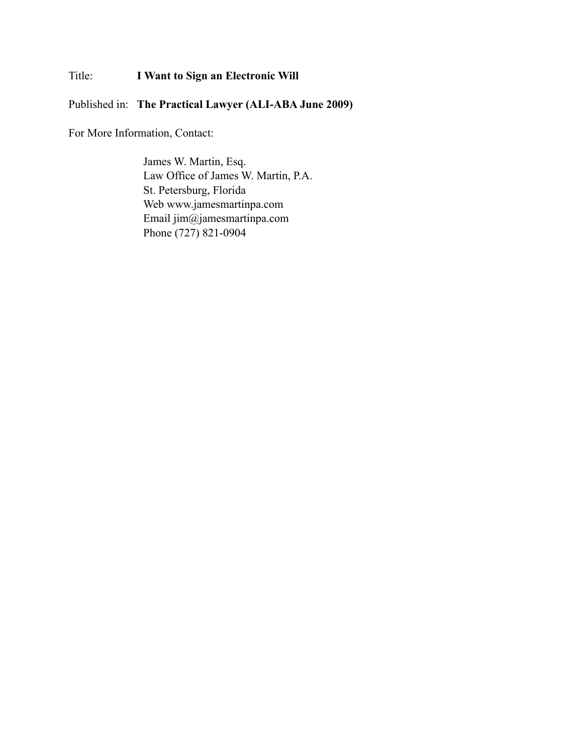Title: **I Want to Sign an Electronic Will**

Published in: **The Practical Lawyer (ALI-ABA June 2009)**

For More Information, Contact:

James W. Martin, Esq.  
Law Office of James W. Martin, P.A.  
St. Petersburg, Florida  
Web www.jamesmartinpa.com  
Email jim@jamesmartinpa.com  
Phone (727) 821-0904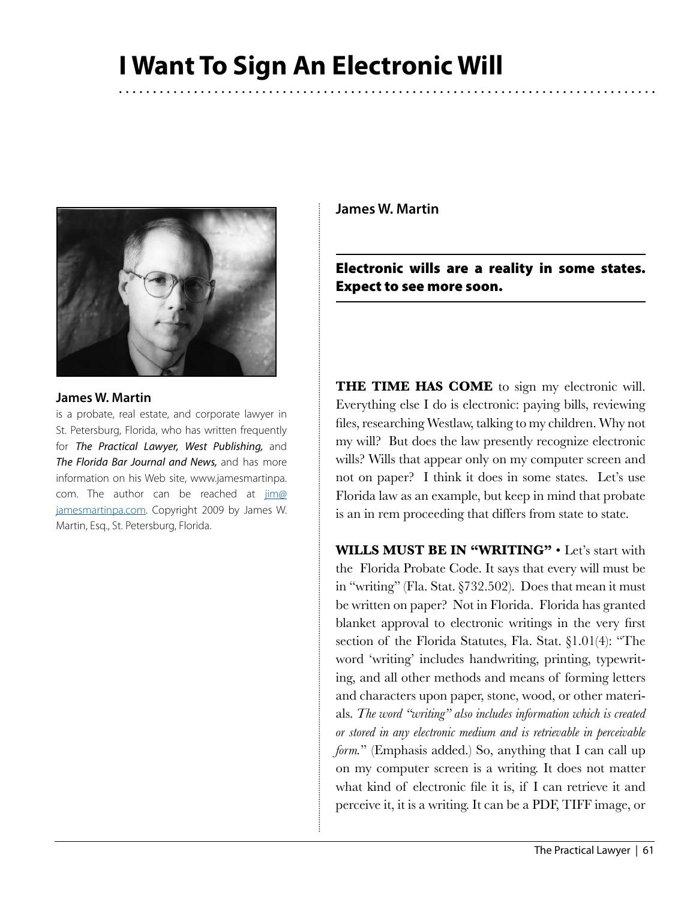# I Want To Sign An Electronic Will

**James W. Martin**

is a probate, real estate, and corporate lawyer in St. Petersburg, Florida, who has written frequently for ***The Practical Lawyer, West Publishing,*** and ***The Florida Bar Journal and News,*** and has more information on his Web site, www.jamesmartinpa.com. The author can be reached at jim@jamesmartinpa.com. Copyright 2009 by James W. Martin, Esq., St. Petersburg, Florida.

**James W. Martin**

**Electronic wills are a reality in some states. Expect to see more soon.**

**THE TIME HAS COME** to sign my electronic will. Everything else I do is electronic: paying bills, reviewing files, researching Westlaw, talking to my children. Why not my will? But does the law presently recognize electronic wills? Wills that appear only on my computer screen and not on paper? I think it does in some states. Let's use Florida law as an example, but keep in mind that probate is an in rem proceeding that differs from state to state.

**WILLS MUST BE IN "WRITING"** • Let's start with the Florida Probate Code. It says that every will must be in "writing" (Fla. Stat. §732.502). Does that mean it must be written on paper? Not in Florida. Florida has granted blanket approval to electronic writings in the very first section of the Florida Statutes, Fla. Stat. §1.01(4): "The word 'writing' includes handwriting, printing, typewriting, and all other methods and means of forming letters and characters upon paper, stone, wood, or other materials. *The word "writing" also includes information which is created or stored in any electronic medium and is retrievable in perceivable form.*" (Emphasis added.) So, anything that I can call up on my computer screen is a writing. It does not matter what kind of electronic file it is, if I can retrieve it and perceive it, it is a writing. It can be a PDF, TIFF image, or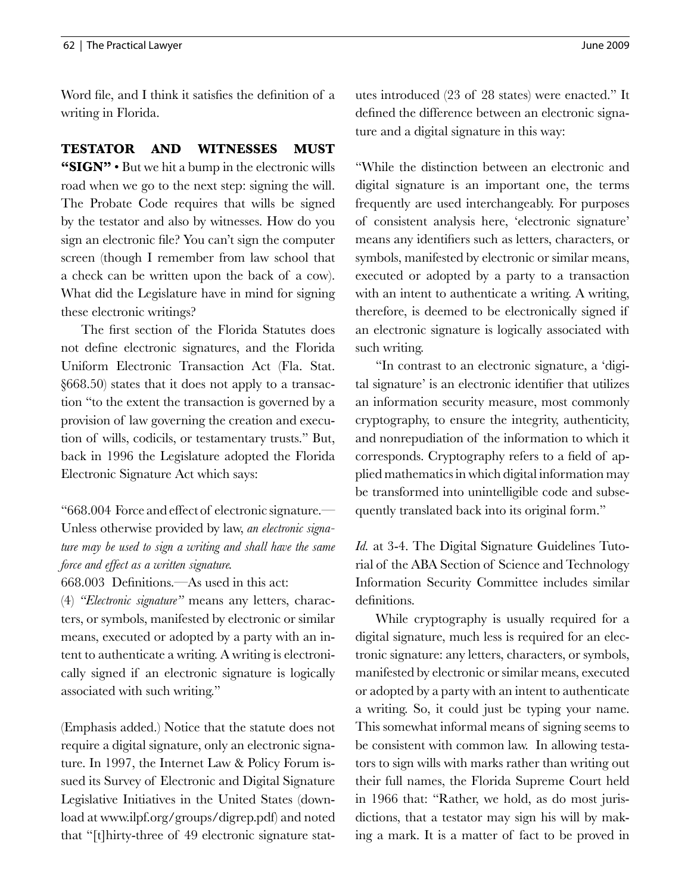Word file, and I think it satisfies the definition of a writing in Florida.

**TESTATOR AND WITNESSES MUST "SIGN"** • But we hit a bump in the electronic wills road when we go to the next step: signing the will. The Probate Code requires that wills be signed by the testator and also by witnesses. How do you sign an electronic file? You can't sign the computer screen (though I remember from law school that a check can be written upon the back of a cow). What did the Legislature have in mind for signing these electronic writings?

The first section of the Florida Statutes does not define electronic signatures, and the Florida Uniform Electronic Transaction Act (Fla. Stat. §668.50) states that it does not apply to a transaction "to the extent the transaction is governed by a provision of law governing the creation and execution of wills, codicils, or testamentary trusts." But, back in 1996 the Legislature adopted the Florida Electronic Signature Act which says:

"668.004 Force and effect of electronic signature.—Unless otherwise provided by law, *an electronic signature may be used to sign a writing and shall have the same force and effect as a written signature.*

668.003 Definitions.—As used in this act:

(4) *"Electronic signature"* means any letters, characters, or symbols, manifested by electronic or similar means, executed or adopted by a party with an intent to authenticate a writing. A writing is electronically signed if an electronic signature is logically associated with such writing."

(Emphasis added.) Notice that the statute does not require a digital signature, only an electronic signature. In 1997, the Internet Law & Policy Forum issued its Survey of Electronic and Digital Signature Legislative Initiatives in the United States (download at www.ilpf.org/groups/digrep.pdf) and noted that "[t]hirty-three of 49 electronic signature statutes introduced (23 of 28 states) were enacted." It defined the difference between an electronic signature and a digital signature in this way:

"While the distinction between an electronic and digital signature is an important one, the terms frequently are used interchangeably. For purposes of consistent analysis here, 'electronic signature' means any identifiers such as letters, characters, or symbols, manifested by electronic or similar means, executed or adopted by a party to a transaction with an intent to authenticate a writing. A writing, therefore, is deemed to be electronically signed if an electronic signature is logically associated with such writing.

"In contrast to an electronic signature, a 'digital signature' is an electronic identifier that utilizes an information security measure, most commonly cryptography, to ensure the integrity, authenticity, and nonrepudiation of the information to which it corresponds. Cryptography refers to a field of applied mathematics in which digital information may be transformed into unintelligible code and subsequently translated back into its original form."

*Id.* at 3-4. The Digital Signature Guidelines Tutorial of the ABA Section of Science and Technology Information Security Committee includes similar definitions.

While cryptography is usually required for a digital signature, much less is required for an electronic signature: any letters, characters, or symbols, manifested by electronic or similar means, executed or adopted by a party with an intent to authenticate a writing. So, it could just be typing your name. This somewhat informal means of signing seems to be consistent with common law. In allowing testators to sign wills with marks rather than writing out their full names, the Florida Supreme Court held in 1966 that: "Rather, we hold, as do most jurisdictions, that a testator may sign his will by making a mark. It is a matter of fact to be proved in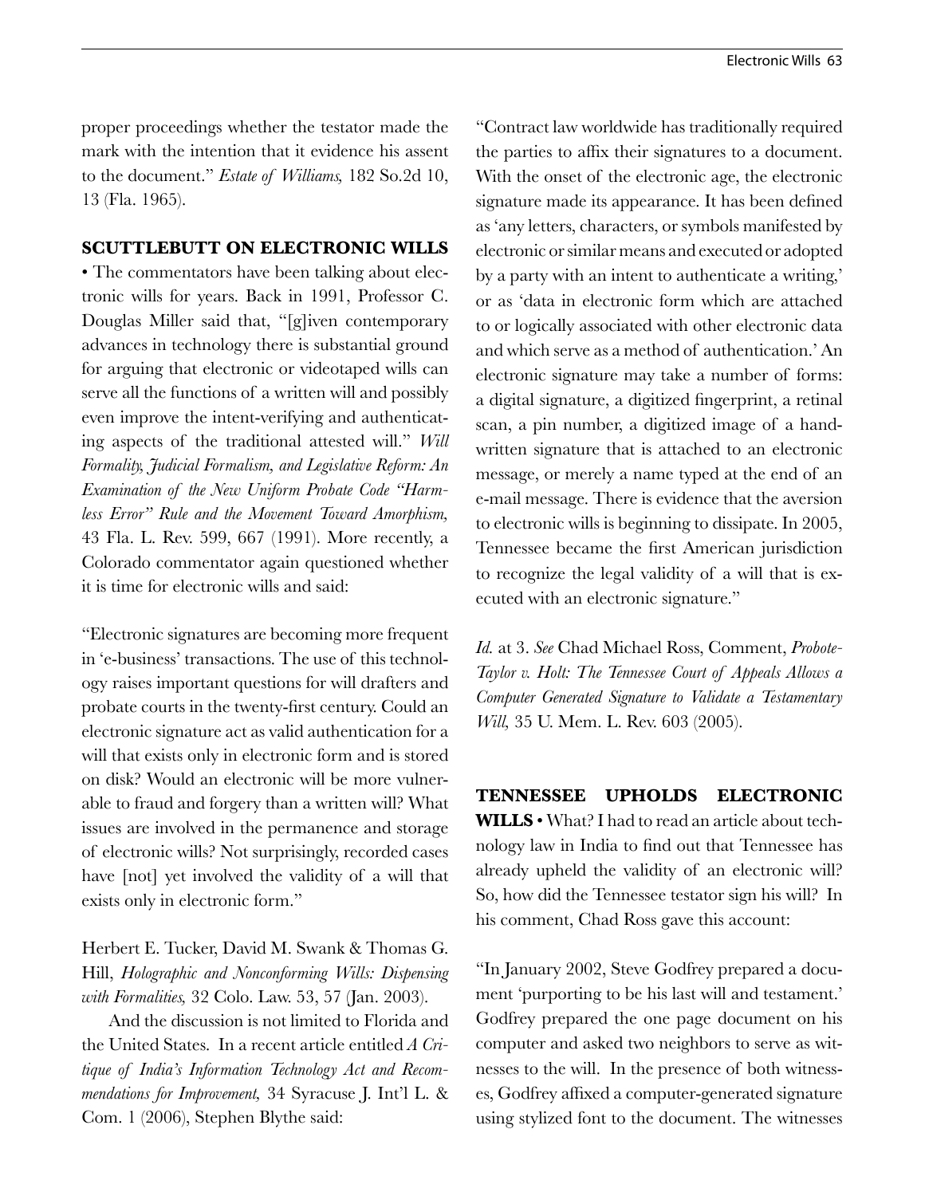proper proceedings whether the testator made the mark with the intention that it evidence his assent to the document." *Estate of Williams,* 182 So.2d 10, 13 (Fla. 1965).

**SCUTTLEBUTT ON ELECTRONIC WILLS** • The commentators have been talking about electronic wills for years. Back in 1991, Professor C. Douglas Miller said that, "[g]iven contemporary advances in technology there is substantial ground for arguing that electronic or videotaped wills can serve all the functions of a written will and possibly even improve the intent-verifying and authenticating aspects of the traditional attested will." *Will Formality, Judicial Formalism, and Legislative Reform: An Examination of the New Uniform Probate Code "Harmless Error" Rule and the Movement Toward Amorphism,* 43 Fla. L. Rev. 599, 667 (1991). More recently, a Colorado commentator again questioned whether it is time for electronic wills and said:

"Electronic signatures are becoming more frequent in 'e-business' transactions. The use of this technology raises important questions for will drafters and probate courts in the twenty-first century. Could an electronic signature act as valid authentication for a will that exists only in electronic form and is stored on disk? Would an electronic will be more vulnerable to fraud and forgery than a written will? What issues are involved in the permanence and storage of electronic wills? Not surprisingly, recorded cases have [not] yet involved the validity of a will that exists only in electronic form."

Herbert E. Tucker, David M. Swank & Thomas G. Hill, *Holographic and Nonconforming Wills: Dispensing with Formalities,* 32 Colo. Law. 53, 57 (Jan. 2003).

And the discussion is not limited to Florida and the United States. In a recent article entitled *A Critique of India's Information Technology Act and Recommendations for Improvement,* 34 Syracuse J. Int'l L. & Com. 1 (2006), Stephen Blythe said:

"Contract law worldwide has traditionally required the parties to affix their signatures to a document. With the onset of the electronic age, the electronic signature made its appearance. It has been defined as 'any letters, characters, or symbols manifested by electronic or similar means and executed or adopted by a party with an intent to authenticate a writing,' or as 'data in electronic form which are attached to or logically associated with other electronic data and which serve as a method of authentication.' An electronic signature may take a number of forms: a digital signature, a digitized fingerprint, a retinal scan, a pin number, a digitized image of a handwritten signature that is attached to an electronic message, or merely a name typed at the end of an e-mail message. There is evidence that the aversion to electronic wills is beginning to dissipate. In 2005, Tennessee became the first American jurisdiction to recognize the legal validity of a will that is executed with an electronic signature."

*Id.* at 3. *See* Chad Michael Ross, Comment, *Probote-Taylor v. Holt: The Tennessee Court of Appeals Allows a Computer Generated Signature to Validate a Testamentary Will,* 35 U. Mem. L. Rev. 603 (2005).

**TENNESSEE UPHOLDS ELECTRONIC WILLS** • What? I had to read an article about technology law in India to find out that Tennessee has already upheld the validity of an electronic will? So, how did the Tennessee testator sign his will? In his comment, Chad Ross gave this account:

"In January 2002, Steve Godfrey prepared a document 'purporting to be his last will and testament.' Godfrey prepared the one page document on his computer and asked two neighbors to serve as witnesses to the will. In the presence of both witnesses, Godfrey affixed a computer-generated signature using stylized font to the document. The witnesses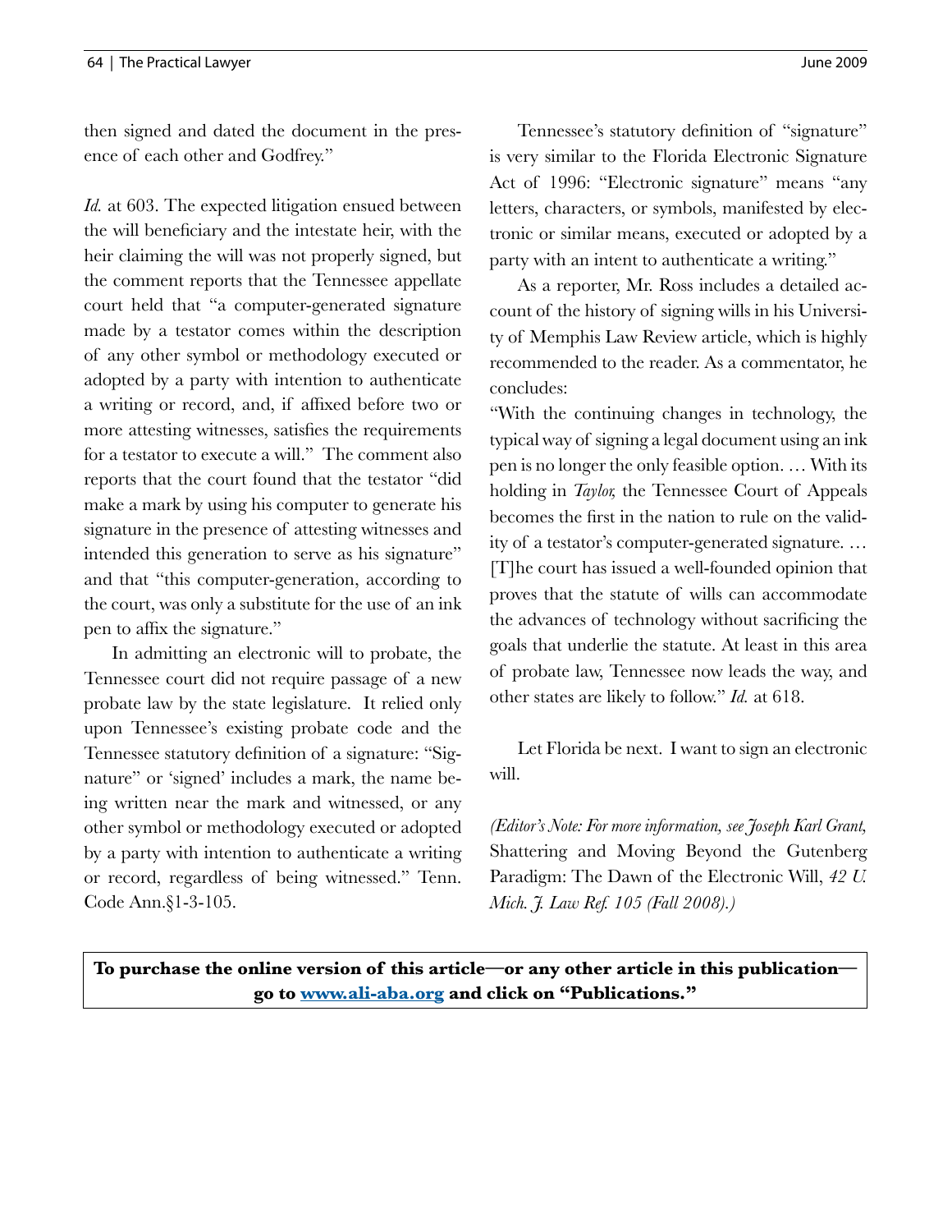then signed and dated the document in the presence of each other and Godfrey."

*Id.* at 603. The expected litigation ensued between the will beneficiary and the intestate heir, with the heir claiming the will was not properly signed, but the comment reports that the Tennessee appellate court held that "a computer-generated signature made by a testator comes within the description of any other symbol or methodology executed or adopted by a party with intention to authenticate a writing or record, and, if affixed before two or more attesting witnesses, satisfies the requirements for a testator to execute a will." The comment also reports that the court found that the testator "did make a mark by using his computer to generate his signature in the presence of attesting witnesses and intended this generation to serve as his signature" and that "this computer-generation, according to the court, was only a substitute for the use of an ink pen to affix the signature."

In admitting an electronic will to probate, the Tennessee court did not require passage of a new probate law by the state legislature. It relied only upon Tennessee's existing probate code and the Tennessee statutory definition of a signature: "Signature" or 'signed' includes a mark, the name being written near the mark and witnessed, or any other symbol or methodology executed or adopted by a party with intention to authenticate a writing or record, regardless of being witnessed." Tenn. Code Ann.§1-3-105.

Tennessee's statutory definition of "signature" is very similar to the Florida Electronic Signature Act of 1996: "Electronic signature" means "any letters, characters, or symbols, manifested by electronic or similar means, executed or adopted by a party with an intent to authenticate a writing."

As a reporter, Mr. Ross includes a detailed account of the history of signing wills in his University of Memphis Law Review article, which is highly recommended to the reader. As a commentator, he concludes:

"With the continuing changes in technology, the typical way of signing a legal document using an ink pen is no longer the only feasible option. … With its holding in *Taylor,* the Tennessee Court of Appeals becomes the first in the nation to rule on the validity of a testator's computer-generated signature. … [T]he court has issued a well-founded opinion that proves that the statute of wills can accommodate the advances of technology without sacrificing the goals that underlie the statute. At least in this area of probate law, Tennessee now leads the way, and other states are likely to follow." *Id.* at 618.

Let Florida be next. I want to sign an electronic will.

*(Editor's Note: For more information, see Joseph Karl Grant,* Shattering and Moving Beyond the Gutenberg Paradigm: The Dawn of the Electronic Will, *42 U. Mich. J. Law Ref. 105 (Fall 2008).)*

**To purchase the online version of this article—or any other article in this publication—go to [www.ali-aba.org](http://www.ali-aba.org) and click on "Publications."**